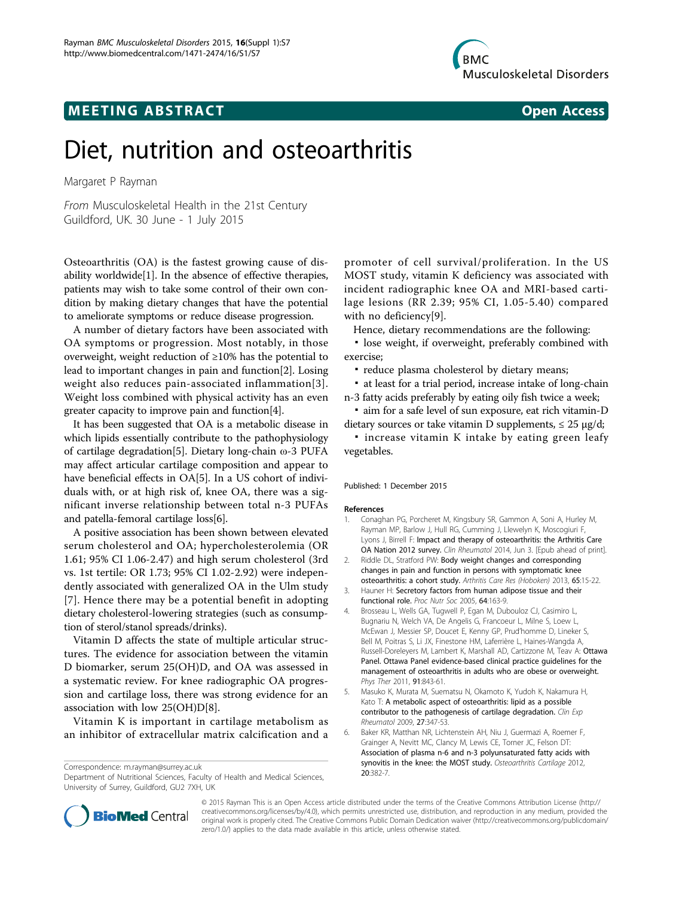MEETING ABSTRACT

Open Access

# Diet, nutrition and osteoarthritis

Margaret P Rayman

*From* Musculoskeletal Health in the 21st Century
Guildford, UK. 30 June - 1 July 2015

Osteoarthritis (OA) is the fastest growing cause of disability worldwide[1]. In the absence of effective therapies, patients may wish to take some control of their own condition by making dietary changes that have the potential to ameliorate symptoms or reduce disease progression.

A number of dietary factors have been associated with OA symptoms or progression. Most notably, in those overweight, weight reduction of ≥10% has the potential to lead to important changes in pain and function[2]. Losing weight also reduces pain-associated inflammation[3]. Weight loss combined with physical activity has an even greater capacity to improve pain and function[4].

It has been suggested that OA is a metabolic disease in which lipids essentially contribute to the pathophysiology of cartilage degradation[5]. Dietary long-chain ω-3 PUFA may affect articular cartilage composition and appear to have beneficial effects in OA[5]. In a US cohort of individuals with, or at high risk of, knee OA, there was a significant inverse relationship between total n-3 PUFAs and patella-femoral cartilage loss[6].

A positive association has been shown between elevated serum cholesterol and OA; hypercholesterolemia (OR 1.61; 95% CI 1.06-2.47) and high serum cholesterol (3rd vs. 1st tertile: OR 1.73; 95% CI 1.02-2.92) were independently associated with generalized OA in the Ulm study [7]. Hence there may be a potential benefit in adopting dietary cholesterol-lowering strategies (such as consumption of sterol/stanol spreads/drinks).

Vitamin D affects the state of multiple articular structures. The evidence for association between the vitamin D biomarker, serum 25(OH)D, and OA was assessed in a systematic review. For knee radiographic OA progression and cartilage loss, there was strong evidence for an association with low 25(OH)D[8].

Vitamin K is important in cartilage metabolism as an inhibitor of extracellular matrix calcification and a promoter of cell survival/proliferation. In the US MOST study, vitamin K deficiency was associated with incident radiographic knee OA and MRI-based cartilage lesions (RR 2.39; 95% CI, 1.05-5.40) compared with no deficiency[9].

Hence, dietary recommendations are the following:

- lose weight, if overweight, preferably combined with exercise;
- reduce plasma cholesterol by dietary means;
- at least for a trial period, increase intake of long-chain n-3 fatty acids preferably by eating oily fish twice a week;
- aim for a safe level of sun exposure, eat rich vitamin-D dietary sources or take vitamin D supplements, ≤ 25 μg/d;
- increase vitamin K intake by eating green leafy vegetables.

Published: 1 December 2015

## References

1. Conaghan PG, Porcheret M, Kingsbury SR, Gammon A, Soni A, Hurley M, Rayman MP, Barlow J, Hull RG, Cumming J, Llewelyn K, Moscogiuri F, Lyons J, Birrell F: **Impact and therapy of osteoarthritis: the Arthritis Care OA Nation 2012 survey.** *Clin Rheumatol* 2014, Jun 3. [Epub ahead of print].
2. Riddle DL, Stratford PW: **Body weight changes and corresponding changes in pain and function in persons with symptomatic knee osteoarthritis: a cohort study.** *Arthritis Care Res (Hoboken)* 2013, **65**:15-22.
3. Hauner H: **Secretory factors from human adipose tissue and their functional role.** *Proc Nutr Soc* 2005, **64**:163-9.
4. Brosseau L, Wells GA, Tugwell P, Egan M, Dubouloz CJ, Casimiro L, Bugnariu N, Welch VA, De Angelis G, Francoeur L, Milne S, Loew L, McEwan J, Messier SP, Doucet E, Kenny GP, Prud'homme D, Lineker S, Bell M, Poitras S, Li JX, Finestone HM, Laferrière L, Haines-Wangda A, Russell-Doreleyers M, Lambert K, Marshall AD, Cartizzone M, Teav A: **Ottawa Panel. Ottawa Panel evidence-based clinical practice guidelines for the management of osteoarthritis in adults who are obese or overweight.** *Phys Ther* 2011, **91**:843-61.
5. Masuko K, Murata M, Suematsu N, Okamoto K, Yudoh K, Nakamura H, Kato T: **A metabolic aspect of osteoarthritis: lipid as a possible contributor to the pathogenesis of cartilage degradation.** *Clin Exp Rheumatol* 2009, **27**:347-53.
6. Baker KR, Matthan NR, Lichtenstein AH, Niu J, Guermazi A, Roemer F, Grainger A, Nevitt MC, Clancy M, Lewis CE, Torner JC, Felson DT: **Association of plasma n-6 and n-3 polyunsaturated fatty acids with synovitis in the knee: the MOST study.** *Osteoarthritis Cartilage* 2012, **20**:382-7.

Correspondence: m.rayman@surrey.ac.uk
Department of Nutritional Sciences, Faculty of Health and Medical Sciences, University of Surrey, Guildford, GU2 7XH, UK

© 2015 Rayman This is an Open Access article distributed under the terms of the Creative Commons Attribution License (http://creativecommons.org/licenses/by/4.0), which permits unrestricted use, distribution, and reproduction in any medium, provided the original work is properly cited. The Creative Commons Public Domain Dedication waiver (http://creativecommons.org/publicdomain/zero/1.0/) applies to the data made available in this article, unless otherwise stated.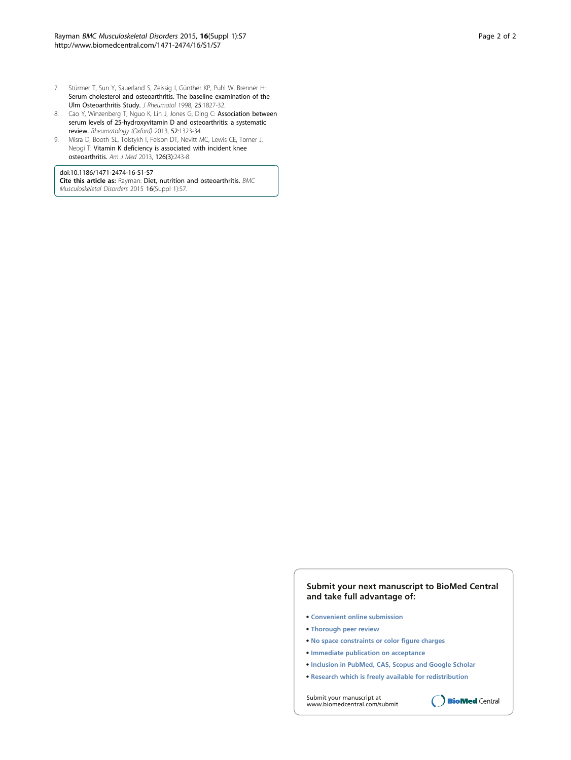7. Stürmer T, Sun Y, Sauerland S, Zeissig I, Günther KP, Puhl W, Brenner H: Serum cholesterol and osteoarthritis. The baseline examination of the Ulm Osteoarthritis Study. *J Rheumatol* 1998, **25**:1827-32.
8. Cao Y, Winzenberg T, Nguo K, Lin J, Jones G, Ding C: Association between serum levels of 25-hydroxyvitamin D and osteoarthritis: a systematic review. *Rheumatology (Oxford)* 2013, **52**:1323-34.
9. Misra D, Booth SL, Tolstykh I, Felson DT, Nevitt MC, Lewis CE, Torner J, Neogi T: Vitamin K deficiency is associated with incident knee osteoarthritis. *Am J Med* 2013, **126(3)**:243-8.

doi:10.1186/1471-2474-16-S1-S7
**Cite this article as:** Rayman: Diet, nutrition and osteoarthritis. *BMC Musculoskeletal Disorders* 2015 **16**(Suppl 1):S7.

**Submit your next manuscript to BioMed Central and take full advantage of:**

- Convenient online submission
- Thorough peer review
- No space constraints or color figure charges
- Immediate publication on acceptance
- Inclusion in PubMed, CAS, Scopus and Google Scholar
- Research which is freely available for redistribution

Submit your manuscript at
www.biomedcentral.com/submit

BioMed Central